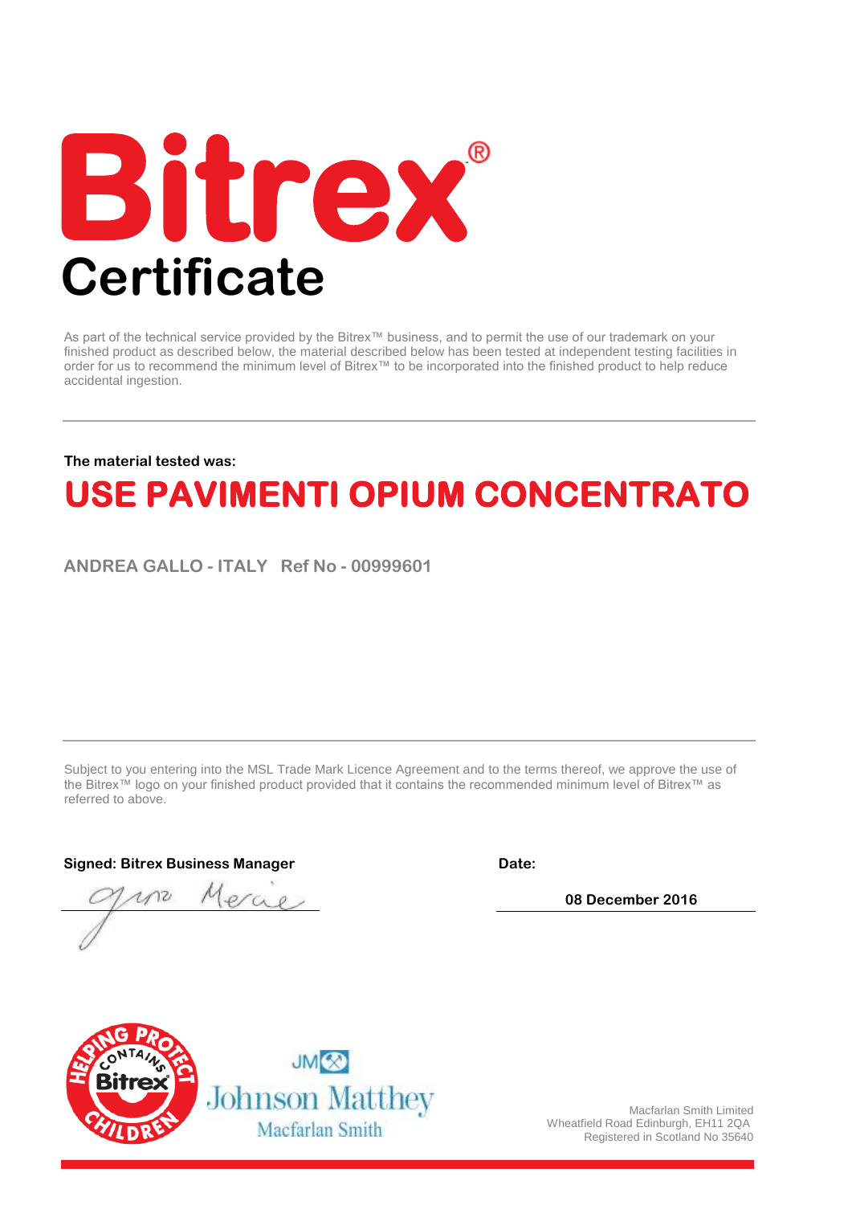# Bitrex®

# Certificate

As part of the technical service provided by the Bitrex™ business, and to permit the use of our trademark on your finished product as described below, the material described below has been tested at independent testing facilities in order for us to recommend the minimum level of Bitrex™ to be incorporated into the finished product to help reduce accidental ingestion.

---

**The material tested was:**

## USE PAVIMENTI OPIUM CONCENTRATO

**ANDREA GALLO - ITALY  Ref No - 00999601**

---

Subject to you entering into the MSL Trade Mark Licence Agreement and to the terms thereof, we approve the use of the Bitrex™ logo on your finished product provided that it contains the recommended minimum level of Bitrex™ as referred to above.

**Signed: Bitrex Business Manager**

**Date:**

**08 December 2016**

HELPING PROTECT CHILDREN — CONTAINS Bitrex

JM Johnson Matthey Macfarlan Smith

Macfarlan Smith Limited
Wheatfield Road Edinburgh, EH11 2QA
Registered in Scotland No 35640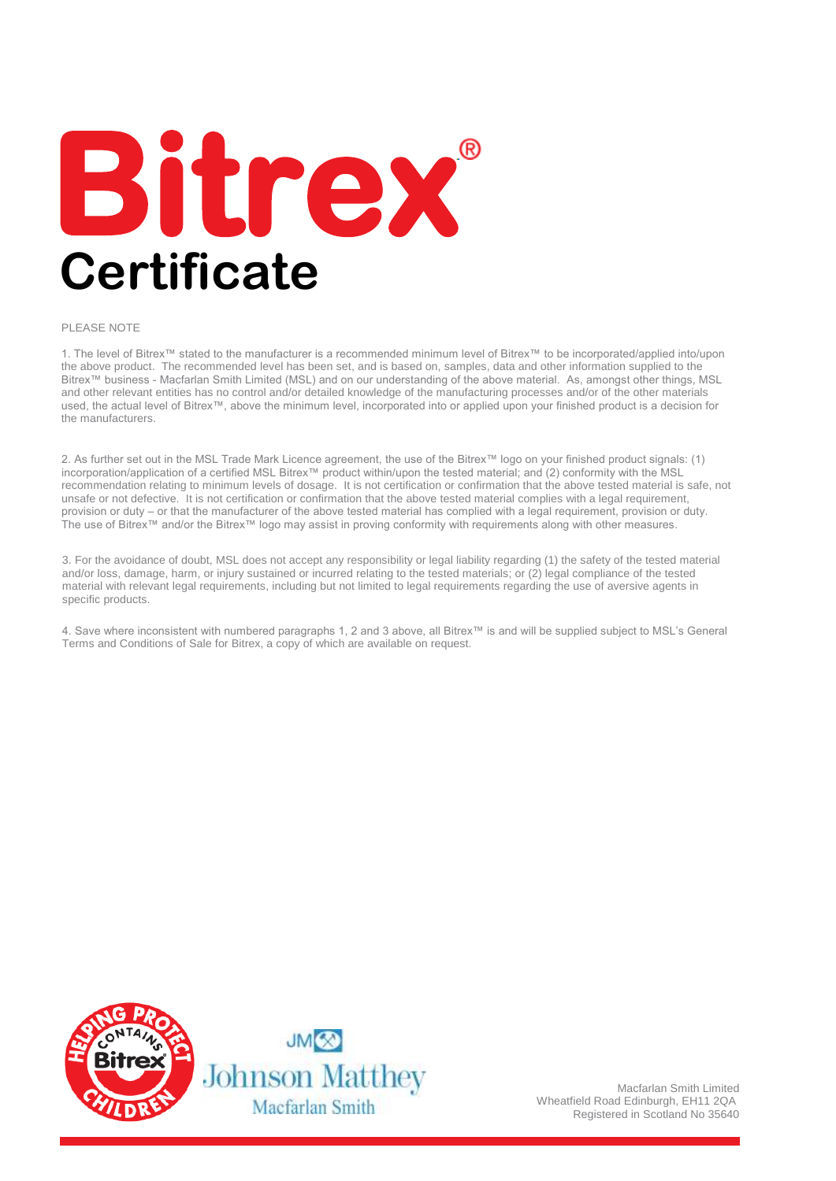# Bitrex®

# Certificate

PLEASE NOTE

1. The level of Bitrex™ stated to the manufacturer is a recommended minimum level of Bitrex™ to be incorporated/applied into/upon the above product. The recommended level has been set, and is based on, samples, data and other information supplied to the Bitrex™ business - Macfarlan Smith Limited (MSL) and on our understanding of the above material. As, amongst other things, MSL and other relevant entities has no control and/or detailed knowledge of the manufacturing processes and/or of the other materials used, the actual level of Bitrex™, above the minimum level, incorporated into or applied upon your finished product is a decision for the manufacturers.

2. As further set out in the MSL Trade Mark Licence agreement, the use of the Bitrex™ logo on your finished product signals: (1) incorporation/application of a certified MSL Bitrex™ product within/upon the tested material; and (2) conformity with the MSL recommendation relating to minimum levels of dosage. It is not certification or confirmation that the above tested material is safe, not unsafe or not defective. It is not certification or confirmation that the above tested material complies with a legal requirement, provision or duty – or that the manufacturer of the above tested material has complied with a legal requirement, provision or duty. The use of Bitrex™ and/or the Bitrex™ logo may assist in proving conformity with requirements along with other measures.

3. For the avoidance of doubt, MSL does not accept any responsibility or legal liability regarding (1) the safety of the tested material and/or loss, damage, harm, or injury sustained or incurred relating to the tested materials; or (2) legal compliance of the tested material with relevant legal requirements, including but not limited to legal requirements regarding the use of aversive agents in specific products.

4. Save where inconsistent with numbered paragraphs 1, 2 and 3 above, all Bitrex™ is and will be supplied subject to MSL's General Terms and Conditions of Sale for Bitrex, a copy of which are available on request.

HELPING PROTECT CHILDREN — CONTAINS Bitrex

JM Johnson Matthey
Macfarlan Smith

Macfarlan Smith Limited
Wheatfield Road Edinburgh, EH11 2QA
Registered in Scotland No 35640